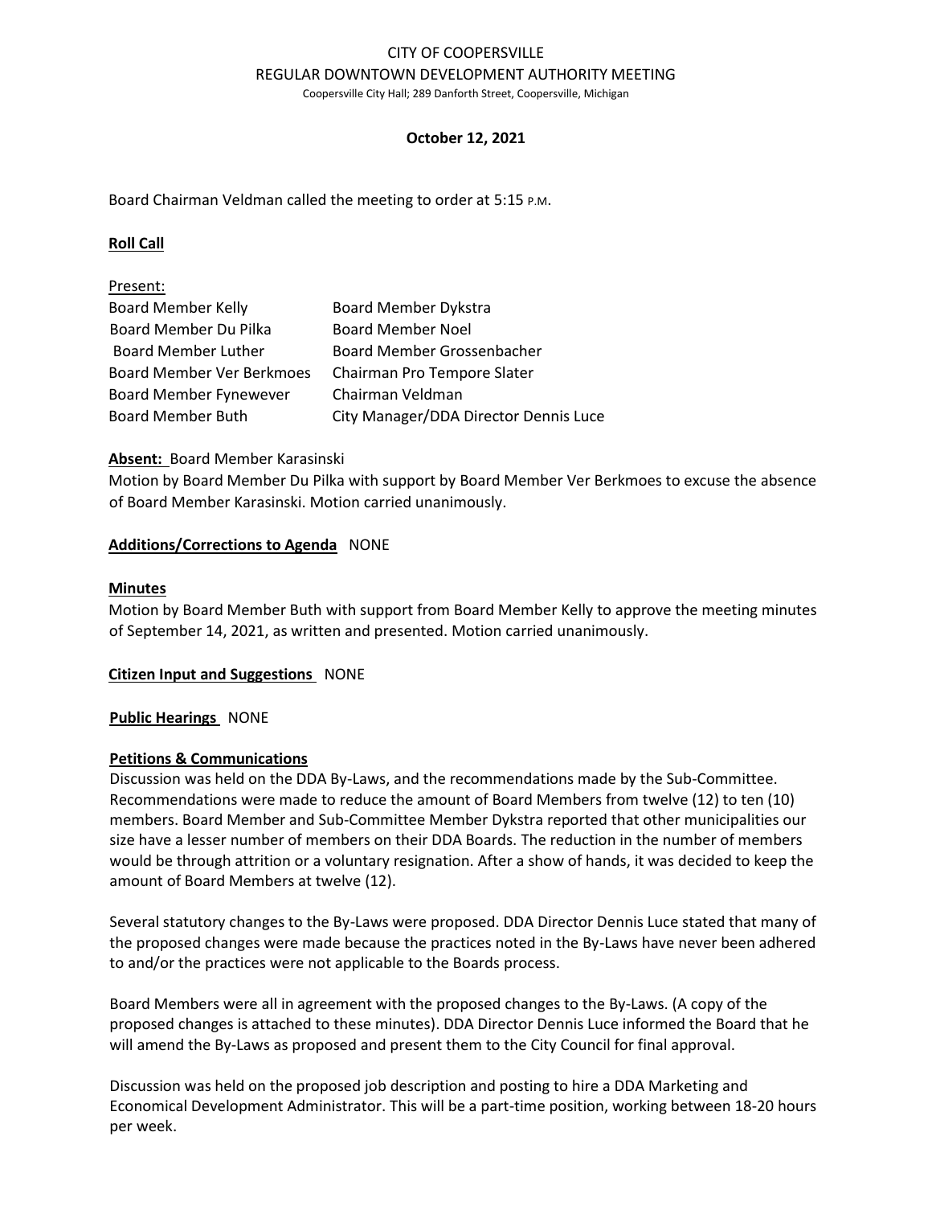# CITY OF COOPERSVILLE
## REGULAR DOWNTOWN DEVELOPMENT AUTHORITY MEETING

Coopersville City Hall; 289 Danforth Street, Coopersville, Michigan

**October 12, 2021**

Board Chairman Veldman called the meeting to order at 5:15 P.M.

**Roll Call**

Present:

| | |
|---|---|
| Board Member Kelly | Board Member Dykstra |
| Board Member Du Pilka | Board Member Noel |
| Board Member Luther | Board Member Grossenbacher |
| Board Member Ver Berkmoes | Chairman Pro Tempore Slater |
| Board Member Fynewever | Chairman Veldman |
| Board Member Buth | City Manager/DDA Director Dennis Luce |

**Absent:** Board Member Karasinski

Motion by Board Member Du Pilka with support by Board Member Ver Berkmoes to excuse the absence of Board Member Karasinski. Motion carried unanimously.

**Additions/Corrections to Agenda** NONE

**Minutes**

Motion by Board Member Buth with support from Board Member Kelly to approve the meeting minutes of September 14, 2021, as written and presented. Motion carried unanimously.

**Citizen Input and Suggestions** NONE

**Public Hearings** NONE

**Petitions & Communications**

Discussion was held on the DDA By-Laws, and the recommendations made by the Sub-Committee. Recommendations were made to reduce the amount of Board Members from twelve (12) to ten (10) members. Board Member and Sub-Committee Member Dykstra reported that other municipalities our size have a lesser number of members on their DDA Boards. The reduction in the number of members would be through attrition or a voluntary resignation. After a show of hands, it was decided to keep the amount of Board Members at twelve (12).

Several statutory changes to the By-Laws were proposed. DDA Director Dennis Luce stated that many of the proposed changes were made because the practices noted in the By-Laws have never been adhered to and/or the practices were not applicable to the Boards process.

Board Members were all in agreement with the proposed changes to the By-Laws. (A copy of the proposed changes is attached to these minutes). DDA Director Dennis Luce informed the Board that he will amend the By-Laws as proposed and present them to the City Council for final approval.

Discussion was held on the proposed job description and posting to hire a DDA Marketing and Economical Development Administrator. This will be a part-time position, working between 18-20 hours per week.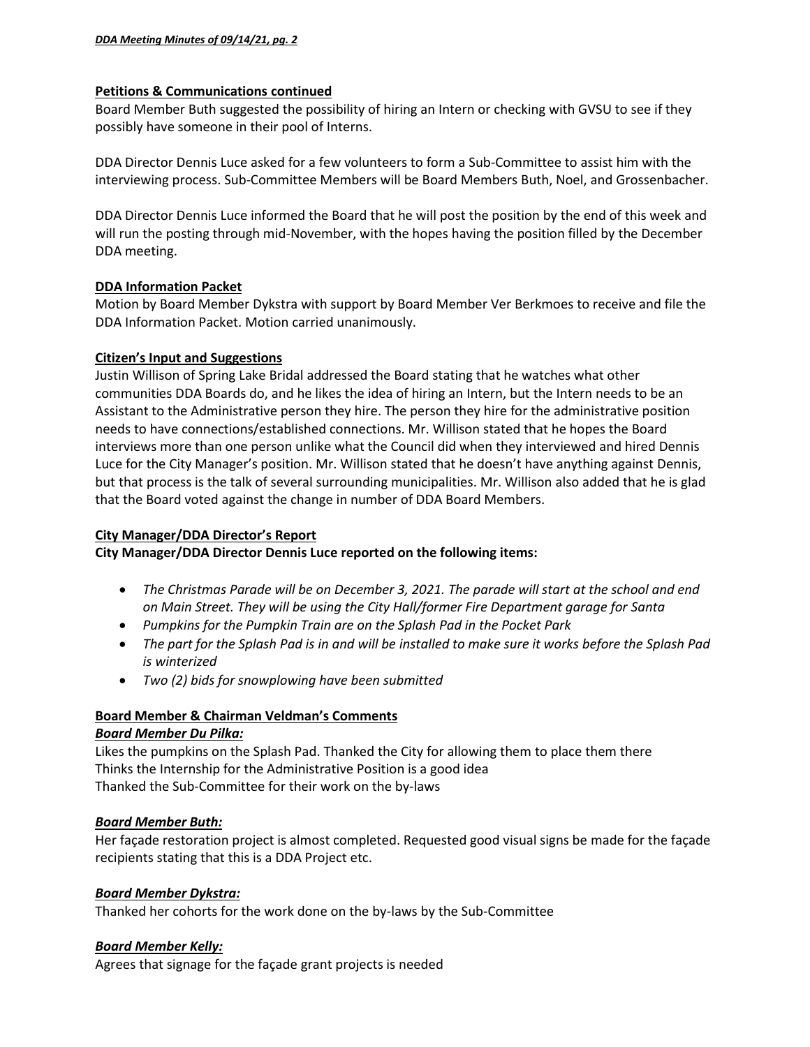**Petitions & Communications continued**

Board Member Buth suggested the possibility of hiring an Intern or checking with GVSU to see if they possibly have someone in their pool of Interns.

DDA Director Dennis Luce asked for a few volunteers to form a Sub-Committee to assist him with the interviewing process. Sub-Committee Members will be Board Members Buth, Noel, and Grossenbacher.

DDA Director Dennis Luce informed the Board that he will post the position by the end of this week and will run the posting through mid-November, with the hopes having the position filled by the December DDA meeting.

**DDA Information Packet**

Motion by Board Member Dykstra with support by Board Member Ver Berkmoes to receive and file the DDA Information Packet. Motion carried unanimously.

**Citizen's Input and Suggestions**

Justin Willison of Spring Lake Bridal addressed the Board stating that he watches what other communities DDA Boards do, and he likes the idea of hiring an Intern, but the Intern needs to be an Assistant to the Administrative person they hire. The person they hire for the administrative position needs to have connections/established connections. Mr. Willison stated that he hopes the Board interviews more than one person unlike what the Council did when they interviewed and hired Dennis Luce for the City Manager's position. Mr. Willison stated that he doesn't have anything against Dennis, but that process is the talk of several surrounding municipalities. Mr. Willison also added that he is glad that the Board voted against the change in number of DDA Board Members.

**City Manager/DDA Director's Report**

**City Manager/DDA Director Dennis Luce reported on the following items:**

- *The Christmas Parade will be on December 3, 2021. The parade will start at the school and end on Main Street. They will be using the City Hall/former Fire Department garage for Santa*
- *Pumpkins for the Pumpkin Train are on the Splash Pad in the Pocket Park*
- *The part for the Splash Pad is in and will be installed to make sure it works before the Splash Pad is winterized*
- *Two (2) bids for snowplowing have been submitted*

**Board Member & Chairman Veldman's Comments**

***Board Member Du Pilka:***

Likes the pumpkins on the Splash Pad. Thanked the City for allowing them to place them there
Thinks the Internship for the Administrative Position is a good idea
Thanked the Sub-Committee for their work on the by-laws

***Board Member Buth:***

Her façade restoration project is almost completed. Requested good visual signs be made for the façade recipients stating that this is a DDA Project etc.

***Board Member Dykstra:***

Thanked her cohorts for the work done on the by-laws by the Sub-Committee

***Board Member Kelly:***

Agrees that signage for the façade grant projects is needed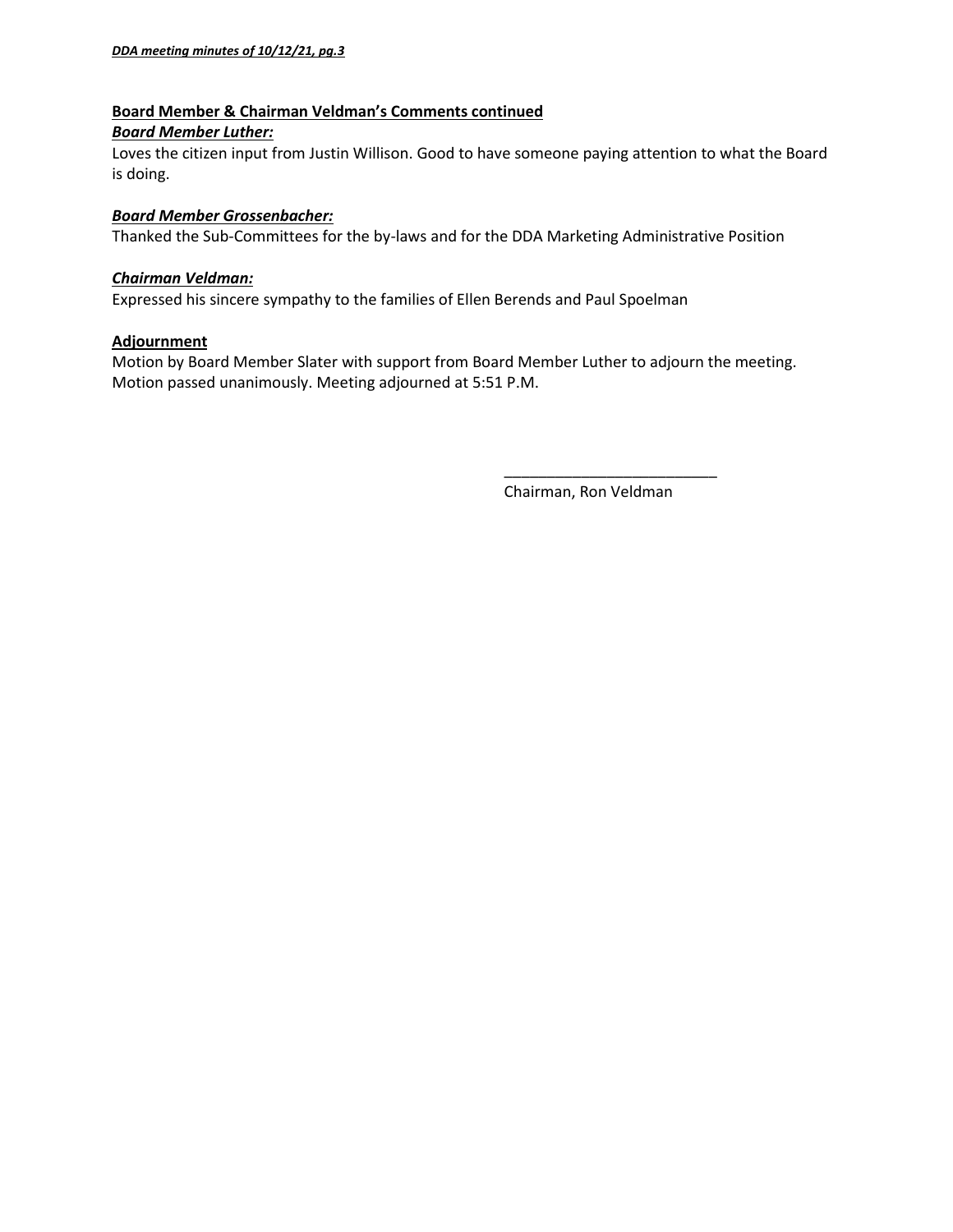**Board Member & Chairman Veldman's Comments continued**

***Board Member Luther:***

Loves the citizen input from Justin Willison. Good to have someone paying attention to what the Board is doing.

***Board Member Grossenbacher:***

Thanked the Sub-Committees for the by-laws and for the DDA Marketing Administrative Position

***Chairman Veldman:***

Expressed his sincere sympathy to the families of Ellen Berends and Paul Spoelman

**Adjournment**

Motion by Board Member Slater with support from Board Member Luther to adjourn the meeting. Motion passed unanimously. Meeting adjourned at 5:51 P.M.

_________________________

Chairman, Ron Veldman